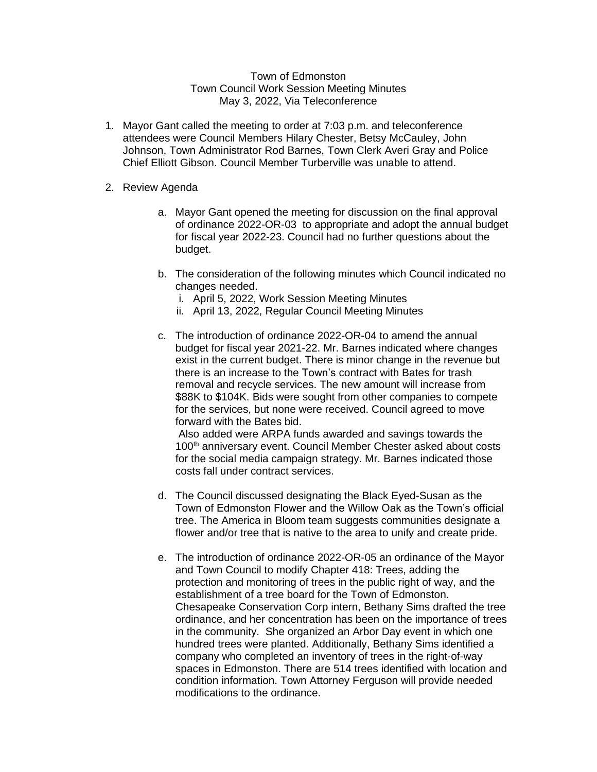Town of Edmonston
Town Council Work Session Meeting Minutes
May 3, 2022, Via Teleconference

1. Mayor Gant called the meeting to order at 7:03 p.m. and teleconference attendees were Council Members Hilary Chester, Betsy McCauley, John Johnson, Town Administrator Rod Barnes, Town Clerk Averi Gray and Police Chief Elliott Gibson. Council Member Turberville was unable to attend.

2. Review Agenda

   a. Mayor Gant opened the meeting for discussion on the final approval of ordinance 2022-OR-03 to appropriate and adopt the annual budget for fiscal year 2022-23. Council had no further questions about the budget.

   b. The consideration of the following minutes which Council indicated no changes needed.
      i. April 5, 2022, Work Session Meeting Minutes
      ii. April 13, 2022, Regular Council Meeting Minutes

   c. The introduction of ordinance 2022-OR-04 to amend the annual budget for fiscal year 2021-22. Mr. Barnes indicated where changes exist in the current budget. There is minor change in the revenue but there is an increase to the Town's contract with Bates for trash removal and recycle services. The new amount will increase from \$88K to \$104K. Bids were sought from other companies to compete for the services, but none were received. Council agreed to move forward with the Bates bid.
      Also added were ARPA funds awarded and savings towards the 100th anniversary event. Council Member Chester asked about costs for the social media campaign strategy. Mr. Barnes indicated those costs fall under contract services.

   d. The Council discussed designating the Black Eyed-Susan as the Town of Edmonston Flower and the Willow Oak as the Town's official tree. The America in Bloom team suggests communities designate a flower and/or tree that is native to the area to unify and create pride.

   e. The introduction of ordinance 2022-OR-05 an ordinance of the Mayor and Town Council to modify Chapter 418: Trees, adding the protection and monitoring of trees in the public right of way, and the establishment of a tree board for the Town of Edmonston. Chesapeake Conservation Corp intern, Bethany Sims drafted the tree ordinance, and her concentration has been on the importance of trees in the community. She organized an Arbor Day event in which one hundred trees were planted. Additionally, Bethany Sims identified a company who completed an inventory of trees in the right-of-way spaces in Edmonston. There are 514 trees identified with location and condition information. Town Attorney Ferguson will provide needed modifications to the ordinance.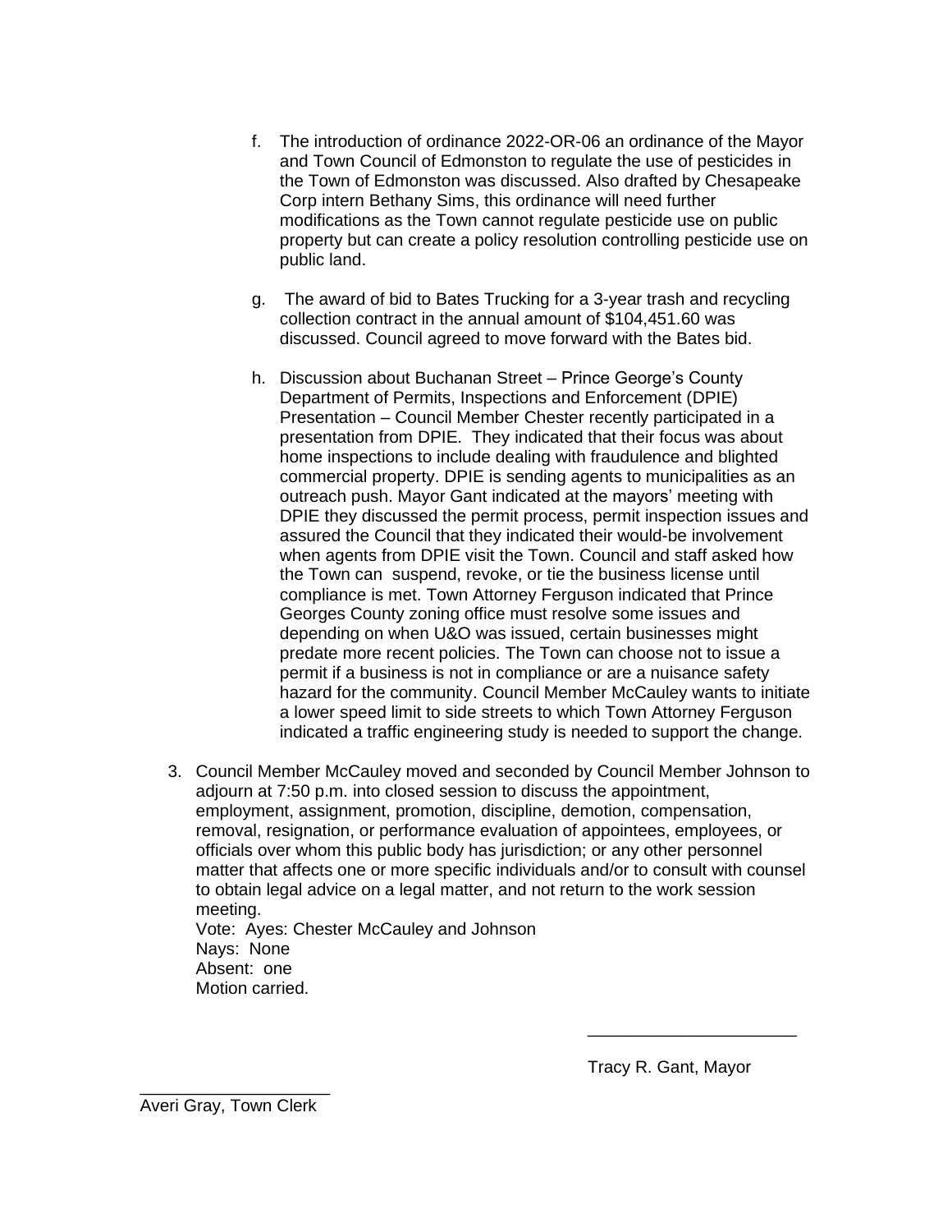f. The introduction of ordinance 2022-OR-06 an ordinance of the Mayor and Town Council of Edmonston to regulate the use of pesticides in the Town of Edmonston was discussed. Also drafted by Chesapeake Corp intern Bethany Sims, this ordinance will need further modifications as the Town cannot regulate pesticide use on public property but can create a policy resolution controlling pesticide use on public land.

g. The award of bid to Bates Trucking for a 3-year trash and recycling collection contract in the annual amount of $104,451.60 was discussed. Council agreed to move forward with the Bates bid.

h. Discussion about Buchanan Street – Prince George's County Department of Permits, Inspections and Enforcement (DPIE) Presentation – Council Member Chester recently participated in a presentation from DPIE. They indicated that their focus was about home inspections to include dealing with fraudulence and blighted commercial property. DPIE is sending agents to municipalities as an outreach push. Mayor Gant indicated at the mayors' meeting with DPIE they discussed the permit process, permit inspection issues and assured the Council that they indicated their would-be involvement when agents from DPIE visit the Town. Council and staff asked how the Town can suspend, revoke, or tie the business license until compliance is met. Town Attorney Ferguson indicated that Prince Georges County zoning office must resolve some issues and depending on when U&O was issued, certain businesses might predate more recent policies. The Town can choose not to issue a permit if a business is not in compliance or are a nuisance safety hazard for the community. Council Member McCauley wants to initiate a lower speed limit to side streets to which Town Attorney Ferguson indicated a traffic engineering study is needed to support the change.

3. Council Member McCauley moved and seconded by Council Member Johnson to adjourn at 7:50 p.m. into closed session to discuss the appointment, employment, assignment, promotion, discipline, demotion, compensation, removal, resignation, or performance evaluation of appointees, employees, or officials over whom this public body has jurisdiction; or any other personnel matter that affects one or more specific individuals and/or to consult with counsel to obtain legal advice on a legal matter, and not return to the work session meeting.
Vote: Ayes: Chester McCauley and Johnson
Nays: None
Absent: one
Motion carried.

______________________

Tracy R. Gant, Mayor

____________________
Averi Gray, Town Clerk